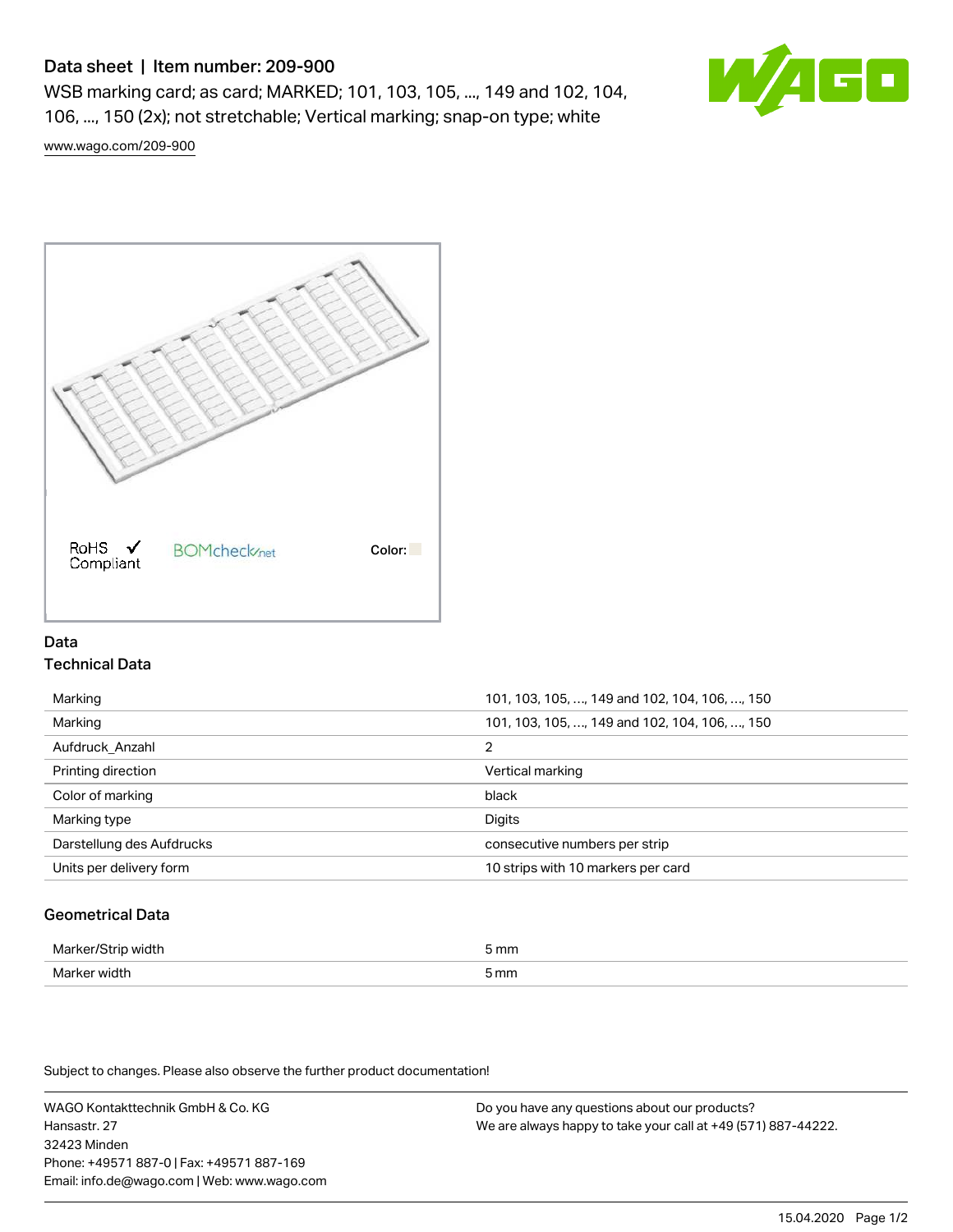# Data sheet | Item number: 209-900

WSB marking card; as card; MARKED; 101, 103, 105, ..., 149 and 102, 104, 106, ..., 150 (2x); not stretchable; Vertical marking; snap-on type; white

www.wago.com/209-900

RoHS Compliant

BOMcheck.net

Color:

## Data

### Technical Data

| | |
|---|---|
| Marking | 101, 103, 105, ..., 149 and 102, 104, 106, ..., 150 |
| Marking | 101, 103, 105, ..., 149 and 102, 104, 106, ..., 150 |
| Aufdruck_Anzahl | 2 |
| Printing direction | Vertical marking |
| Color of marking | black |
| Marking type | Digits |
| Darstellung des Aufdrucks | consecutive numbers per strip |
| Units per delivery form | 10 strips with 10 markers per card |

### Geometrical Data

| | |
|---|---|
| Marker/Strip width | 5 mm |
| Marker width | 5 mm |

Subject to changes. Please also observe the further product documentation!

WAGO Kontakttechnik GmbH & Co. KG
Hansastr. 27
32423 Minden
Phone: +49571 887-0 | Fax: +49571 887-169
Email: info.de@wago.com | Web: www.wago.com

Do you have any questions about our products?
We are always happy to take your call at +49 (571) 887-44222.

15.04.2020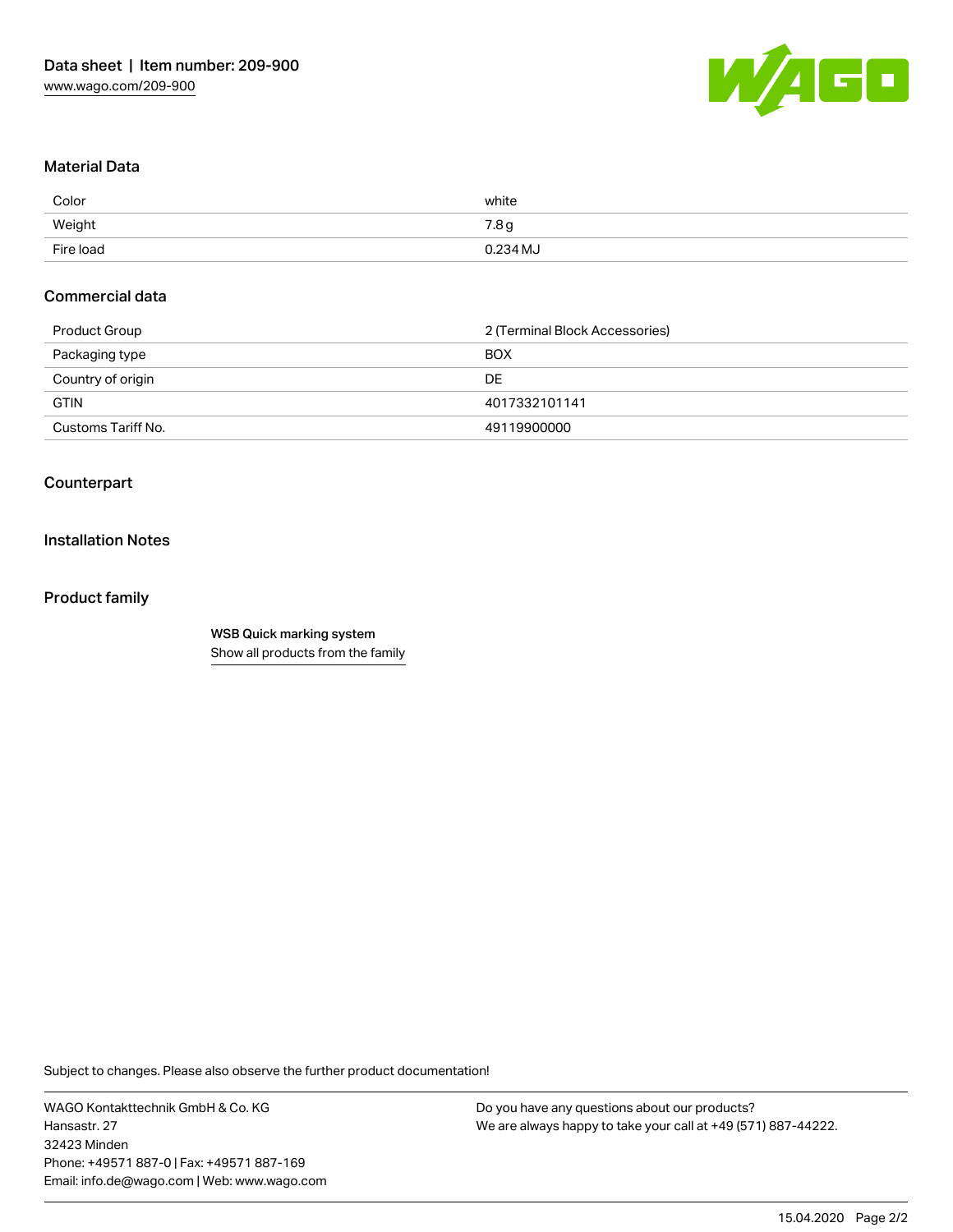## Material Data

| | |
|---|---|
| Color | white |
| Weight | 7.8 g |
| Fire load | 0.234 MJ |

## Commercial data

| | |
|---|---|
| Product Group | 2 (Terminal Block Accessories) |
| Packaging type | BOX |
| Country of origin | DE |
| GTIN | 4017332101141 |
| Customs Tariff No. | 49119900000 |

## Counterpart

## Installation Notes

## Product family

**WSB Quick marking system**
Show all products from the family

Subject to changes. Please also observe the further product documentation!

WAGO Kontakttechnik GmbH & Co. KG
Hansastr. 27
32423 Minden
Phone: +49571 887-0 | Fax: +49571 887-169
Email: info.de@wago.com | Web: www.wago.com

Do you have any questions about our products?
We are always happy to take your call at +49 (571) 887-44222.